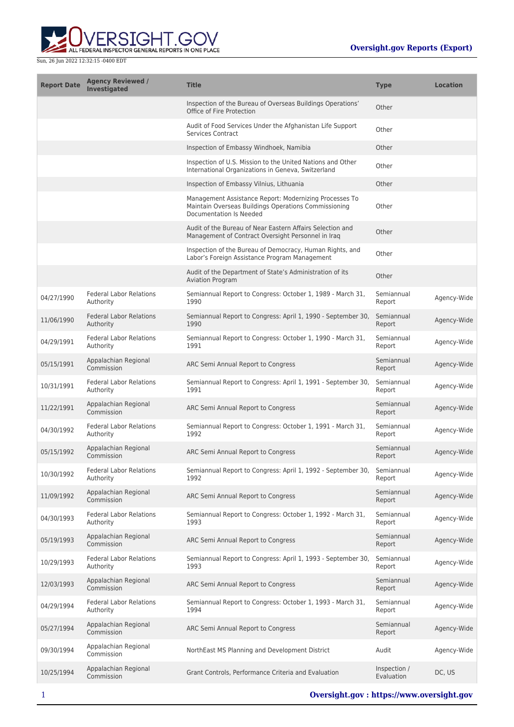| Report Date | Agency Reviewed / Investigated | Title | Type | Location |
|---|---|---|---|---|
| | | Inspection of the Bureau of Overseas Buildings Operations' Office of Fire Protection | Other | |
| | | Audit of Food Services Under the Afghanistan Life Support Services Contract | Other | |
| | | Inspection of Embassy Windhoek, Namibia | Other | |
| | | Inspection of U.S. Mission to the United Nations and Other International Organizations in Geneva, Switzerland | Other | |
| | | Inspection of Embassy Vilnius, Lithuania | Other | |
| | | Management Assistance Report: Modernizing Processes To Maintain Overseas Buildings Operations Commissioning Documentation Is Needed | Other | |
| | | Audit of the Bureau of Near Eastern Affairs Selection and Management of Contract Oversight Personnel in Iraq | Other | |
| | | Inspection of the Bureau of Democracy, Human Rights, and Labor's Foreign Assistance Program Management | Other | |
| | | Audit of the Department of State's Administration of its Aviation Program | Other | |
| 04/27/1990 | Federal Labor Relations Authority | Semiannual Report to Congress: October 1, 1989 - March 31, 1990 | Semiannual Report | Agency-Wide |
| 11/06/1990 | Federal Labor Relations Authority | Semiannual Report to Congress: April 1, 1990 - September 30, 1990 | Semiannual Report | Agency-Wide |
| 04/29/1991 | Federal Labor Relations Authority | Semiannual Report to Congress: October 1, 1990 - March 31, 1991 | Semiannual Report | Agency-Wide |
| 05/15/1991 | Appalachian Regional Commission | ARC Semi Annual Report to Congress | Semiannual Report | Agency-Wide |
| 10/31/1991 | Federal Labor Relations Authority | Semiannual Report to Congress: April 1, 1991 - September 30, 1991 | Semiannual Report | Agency-Wide |
| 11/22/1991 | Appalachian Regional Commission | ARC Semi Annual Report to Congress | Semiannual Report | Agency-Wide |
| 04/30/1992 | Federal Labor Relations Authority | Semiannual Report to Congress: October 1, 1991 - March 31, 1992 | Semiannual Report | Agency-Wide |
| 05/15/1992 | Appalachian Regional Commission | ARC Semi Annual Report to Congress | Semiannual Report | Agency-Wide |
| 10/30/1992 | Federal Labor Relations Authority | Semiannual Report to Congress: April 1, 1992 - September 30, 1992 | Semiannual Report | Agency-Wide |
| 11/09/1992 | Appalachian Regional Commission | ARC Semi Annual Report to Congress | Semiannual Report | Agency-Wide |
| 04/30/1993 | Federal Labor Relations Authority | Semiannual Report to Congress: October 1, 1992 - March 31, 1993 | Semiannual Report | Agency-Wide |
| 05/19/1993 | Appalachian Regional Commission | ARC Semi Annual Report to Congress | Semiannual Report | Agency-Wide |
| 10/29/1993 | Federal Labor Relations Authority | Semiannual Report to Congress: April 1, 1993 - September 30, 1993 | Semiannual Report | Agency-Wide |
| 12/03/1993 | Appalachian Regional Commission | ARC Semi Annual Report to Congress | Semiannual Report | Agency-Wide |
| 04/29/1994 | Federal Labor Relations Authority | Semiannual Report to Congress: October 1, 1993 - March 31, 1994 | Semiannual Report | Agency-Wide |
| 05/27/1994 | Appalachian Regional Commission | ARC Semi Annual Report to Congress | Semiannual Report | Agency-Wide |
| 09/30/1994 | Appalachian Regional Commission | NorthEast MS Planning and Development District | Audit | Agency-Wide |
| 10/25/1994 | Appalachian Regional Commission | Grant Controls, Performance Criteria and Evaluation | Inspection / Evaluation | DC, US |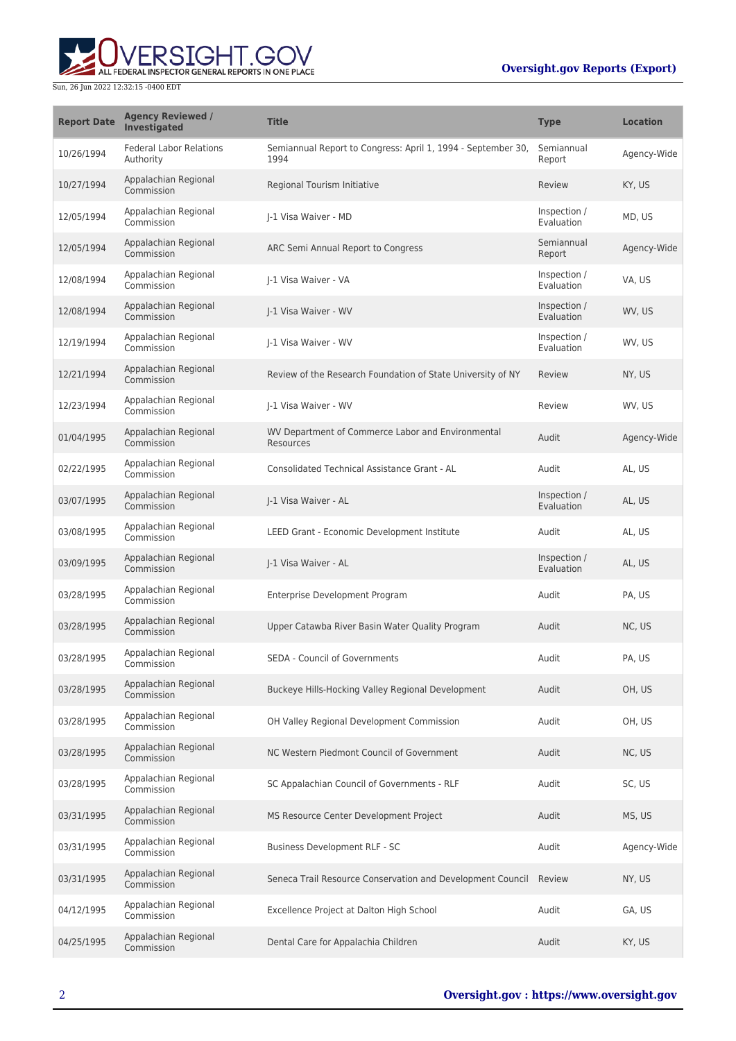| Report Date | Agency Reviewed / Investigated | Title | Type | Location |
| --- | --- | --- | --- | --- |
| 10/26/1994 | Federal Labor Relations Authority | Semiannual Report to Congress: April 1, 1994 - September 30, 1994 | Semiannual Report | Agency-Wide |
| 10/27/1994 | Appalachian Regional Commission | Regional Tourism Initiative | Review | KY, US |
| 12/05/1994 | Appalachian Regional Commission | J-1 Visa Waiver - MD | Inspection / Evaluation | MD, US |
| 12/05/1994 | Appalachian Regional Commission | ARC Semi Annual Report to Congress | Semiannual Report | Agency-Wide |
| 12/08/1994 | Appalachian Regional Commission | J-1 Visa Waiver - VA | Inspection / Evaluation | VA, US |
| 12/08/1994 | Appalachian Regional Commission | J-1 Visa Waiver - WV | Inspection / Evaluation | WV, US |
| 12/19/1994 | Appalachian Regional Commission | J-1 Visa Waiver - WV | Inspection / Evaluation | WV, US |
| 12/21/1994 | Appalachian Regional Commission | Review of the Research Foundation of State University of NY | Review | NY, US |
| 12/23/1994 | Appalachian Regional Commission | J-1 Visa Waiver - WV | Review | WV, US |
| 01/04/1995 | Appalachian Regional Commission | WV Department of Commerce Labor and Environmental Resources | Audit | Agency-Wide |
| 02/22/1995 | Appalachian Regional Commission | Consolidated Technical Assistance Grant - AL | Audit | AL, US |
| 03/07/1995 | Appalachian Regional Commission | J-1 Visa Waiver - AL | Inspection / Evaluation | AL, US |
| 03/08/1995 | Appalachian Regional Commission | LEED Grant - Economic Development Institute | Audit | AL, US |
| 03/09/1995 | Appalachian Regional Commission | J-1 Visa Waiver - AL | Inspection / Evaluation | AL, US |
| 03/28/1995 | Appalachian Regional Commission | Enterprise Development Program | Audit | PA, US |
| 03/28/1995 | Appalachian Regional Commission | Upper Catawba River Basin Water Quality Program | Audit | NC, US |
| 03/28/1995 | Appalachian Regional Commission | SEDA - Council of Governments | Audit | PA, US |
| 03/28/1995 | Appalachian Regional Commission | Buckeye Hills-Hocking Valley Regional Development | Audit | OH, US |
| 03/28/1995 | Appalachian Regional Commission | OH Valley Regional Development Commission | Audit | OH, US |
| 03/28/1995 | Appalachian Regional Commission | NC Western Piedmont Council of Government | Audit | NC, US |
| 03/28/1995 | Appalachian Regional Commission | SC Appalachian Council of Governments - RLF | Audit | SC, US |
| 03/31/1995 | Appalachian Regional Commission | MS Resource Center Development Project | Audit | MS, US |
| 03/31/1995 | Appalachian Regional Commission | Business Development RLF - SC | Audit | Agency-Wide |
| 03/31/1995 | Appalachian Regional Commission | Seneca Trail Resource Conservation and Development Council | Review | NY, US |
| 04/12/1995 | Appalachian Regional Commission | Excellence Project at Dalton High School | Audit | GA, US |
| 04/25/1995 | Appalachian Regional Commission | Dental Care for Appalachia Children | Audit | KY, US |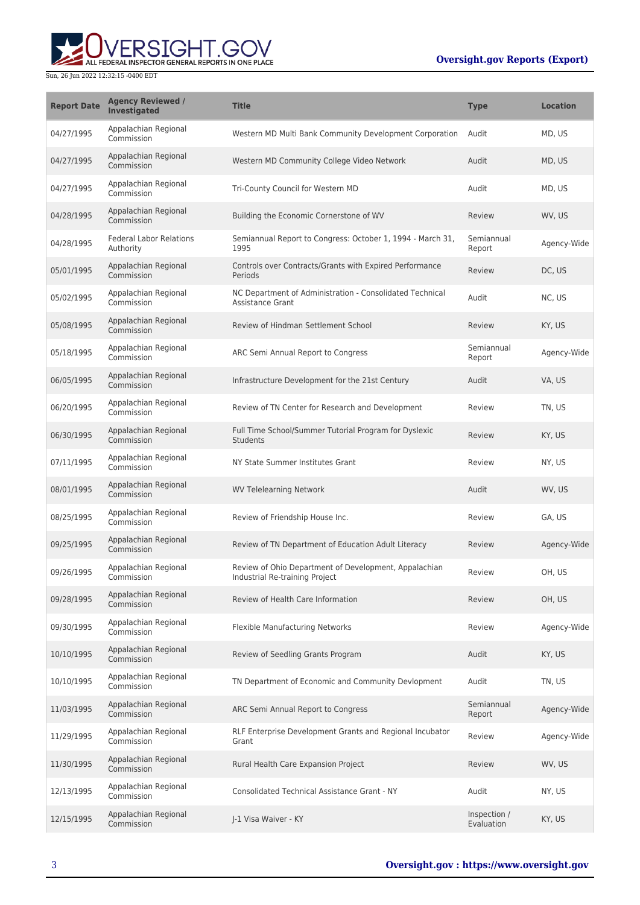| Report Date | Agency Reviewed / Investigated | Title | Type | Location |
| --- | --- | --- | --- | --- |
| 04/27/1995 | Appalachian Regional Commission | Western MD Multi Bank Community Development Corporation | Audit | MD, US |
| 04/27/1995 | Appalachian Regional Commission | Western MD Community College Video Network | Audit | MD, US |
| 04/27/1995 | Appalachian Regional Commission | Tri-County Council for Western MD | Audit | MD, US |
| 04/28/1995 | Appalachian Regional Commission | Building the Economic Cornerstone of WV | Review | WV, US |
| 04/28/1995 | Federal Labor Relations Authority | Semiannual Report to Congress: October 1, 1994 - March 31, 1995 | Semiannual Report | Agency-Wide |
| 05/01/1995 | Appalachian Regional Commission | Controls over Contracts/Grants with Expired Performance Periods | Review | DC, US |
| 05/02/1995 | Appalachian Regional Commission | NC Department of Administration - Consolidated Technical Assistance Grant | Audit | NC, US |
| 05/08/1995 | Appalachian Regional Commission | Review of Hindman Settlement School | Review | KY, US |
| 05/18/1995 | Appalachian Regional Commission | ARC Semi Annual Report to Congress | Semiannual Report | Agency-Wide |
| 06/05/1995 | Appalachian Regional Commission | Infrastructure Development for the 21st Century | Audit | VA, US |
| 06/20/1995 | Appalachian Regional Commission | Review of TN Center for Research and Development | Review | TN, US |
| 06/30/1995 | Appalachian Regional Commission | Full Time School/Summer Tutorial Program for Dyslexic Students | Review | KY, US |
| 07/11/1995 | Appalachian Regional Commission | NY State Summer Institutes Grant | Review | NY, US |
| 08/01/1995 | Appalachian Regional Commission | WV Telelearning Network | Audit | WV, US |
| 08/25/1995 | Appalachian Regional Commission | Review of Friendship House Inc. | Review | GA, US |
| 09/25/1995 | Appalachian Regional Commission | Review of TN Department of Education Adult Literacy | Review | Agency-Wide |
| 09/26/1995 | Appalachian Regional Commission | Review of Ohio Department of Development, Appalachian Industrial Re-training Project | Review | OH, US |
| 09/28/1995 | Appalachian Regional Commission | Review of Health Care Information | Review | OH, US |
| 09/30/1995 | Appalachian Regional Commission | Flexible Manufacturing Networks | Review | Agency-Wide |
| 10/10/1995 | Appalachian Regional Commission | Review of Seedling Grants Program | Audit | KY, US |
| 10/10/1995 | Appalachian Regional Commission | TN Department of Economic and Community Devlopment | Audit | TN, US |
| 11/03/1995 | Appalachian Regional Commission | ARC Semi Annual Report to Congress | Semiannual Report | Agency-Wide |
| 11/29/1995 | Appalachian Regional Commission | RLF Enterprise Development Grants and Regional Incubator Grant | Review | Agency-Wide |
| 11/30/1995 | Appalachian Regional Commission | Rural Health Care Expansion Project | Review | WV, US |
| 12/13/1995 | Appalachian Regional Commission | Consolidated Technical Assistance Grant - NY | Audit | NY, US |
| 12/15/1995 | Appalachian Regional Commission | J-1 Visa Waiver - KY | Inspection / Evaluation | KY, US |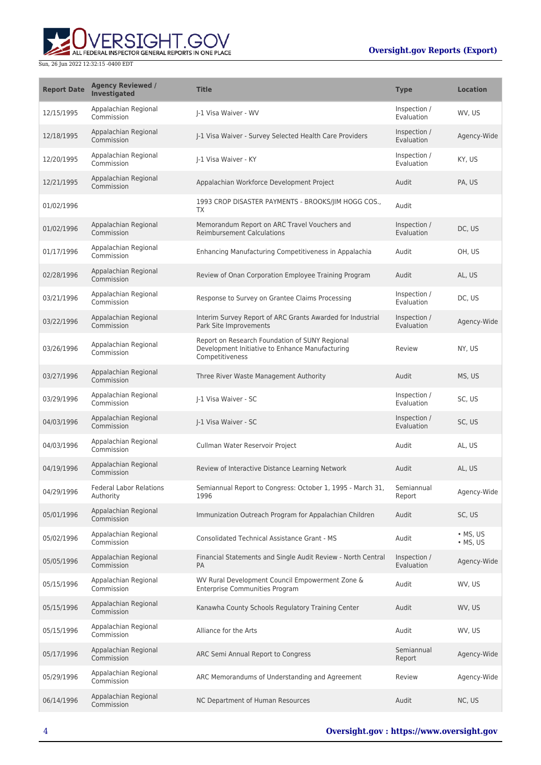| Report Date | Agency Reviewed / Investigated | Title | Type | Location |
| --- | --- | --- | --- | --- |
| 12/15/1995 | Appalachian Regional Commission | J-1 Visa Waiver - WV | Inspection / Evaluation | WV, US |
| 12/18/1995 | Appalachian Regional Commission | J-1 Visa Waiver - Survey Selected Health Care Providers | Inspection / Evaluation | Agency-Wide |
| 12/20/1995 | Appalachian Regional Commission | J-1 Visa Waiver - KY | Inspection / Evaluation | KY, US |
| 12/21/1995 | Appalachian Regional Commission | Appalachian Workforce Development Project | Audit | PA, US |
| 01/02/1996 | | 1993 CROP DISASTER PAYMENTS - BROOKS/JIM HOGG COS., TX | Audit | |
| 01/02/1996 | Appalachian Regional Commission | Memorandum Report on ARC Travel Vouchers and Reimbursement Calculations | Inspection / Evaluation | DC, US |
| 01/17/1996 | Appalachian Regional Commission | Enhancing Manufacturing Competitiveness in Appalachia | Audit | OH, US |
| 02/28/1996 | Appalachian Regional Commission | Review of Onan Corporation Employee Training Program | Audit | AL, US |
| 03/21/1996 | Appalachian Regional Commission | Response to Survey on Grantee Claims Processing | Inspection / Evaluation | DC, US |
| 03/22/1996 | Appalachian Regional Commission | Interim Survey Report of ARC Grants Awarded for Industrial Park Site Improvements | Inspection / Evaluation | Agency-Wide |
| 03/26/1996 | Appalachian Regional Commission | Report on Research Foundation of SUNY Regional Development Initiative to Enhance Manufacturing Competitiveness | Review | NY, US |
| 03/27/1996 | Appalachian Regional Commission | Three River Waste Management Authority | Audit | MS, US |
| 03/29/1996 | Appalachian Regional Commission | J-1 Visa Waiver - SC | Inspection / Evaluation | SC, US |
| 04/03/1996 | Appalachian Regional Commission | J-1 Visa Waiver - SC | Inspection / Evaluation | SC, US |
| 04/03/1996 | Appalachian Regional Commission | Cullman Water Reservoir Project | Audit | AL, US |
| 04/19/1996 | Appalachian Regional Commission | Review of Interactive Distance Learning Network | Audit | AL, US |
| 04/29/1996 | Federal Labor Relations Authority | Semiannual Report to Congress: October 1, 1995 - March 31, 1996 | Semiannual Report | Agency-Wide |
| 05/01/1996 | Appalachian Regional Commission | Immunization Outreach Program for Appalachian Children | Audit | SC, US |
| 05/02/1996 | Appalachian Regional Commission | Consolidated Technical Assistance Grant - MS | Audit | • MS, US<br>• MS, US |
| 05/05/1996 | Appalachian Regional Commission | Financial Statements and Single Audit Review - North Central PA | Inspection / Evaluation | Agency-Wide |
| 05/15/1996 | Appalachian Regional Commission | WV Rural Development Council Empowerment Zone & Enterprise Communities Program | Audit | WV, US |
| 05/15/1996 | Appalachian Regional Commission | Kanawha County Schools Regulatory Training Center | Audit | WV, US |
| 05/15/1996 | Appalachian Regional Commission | Alliance for the Arts | Audit | WV, US |
| 05/17/1996 | Appalachian Regional Commission | ARC Semi Annual Report to Congress | Semiannual Report | Agency-Wide |
| 05/29/1996 | Appalachian Regional Commission | ARC Memorandums of Understanding and Agreement | Review | Agency-Wide |
| 06/14/1996 | Appalachian Regional Commission | NC Department of Human Resources | Audit | NC, US |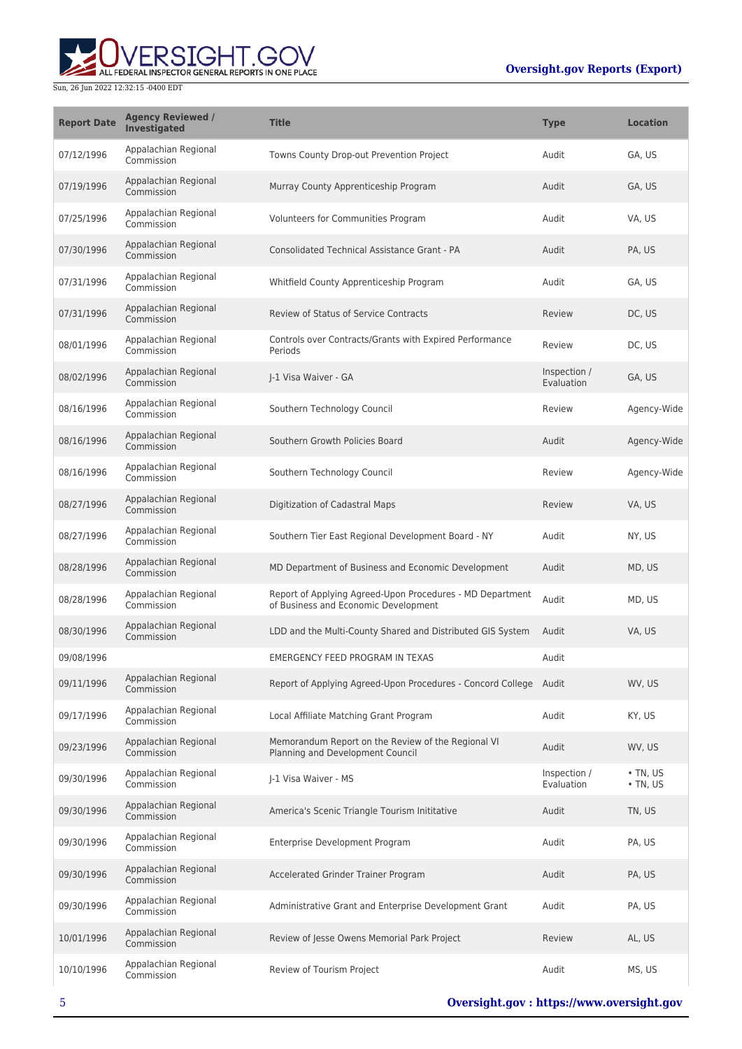| Report Date | Agency Reviewed / Investigated | Title | Type | Location |
| --- | --- | --- | --- | --- |
| 07/12/1996 | Appalachian Regional Commission | Towns County Drop-out Prevention Project | Audit | GA, US |
| 07/19/1996 | Appalachian Regional Commission | Murray County Apprenticeship Program | Audit | GA, US |
| 07/25/1996 | Appalachian Regional Commission | Volunteers for Communities Program | Audit | VA, US |
| 07/30/1996 | Appalachian Regional Commission | Consolidated Technical Assistance Grant - PA | Audit | PA, US |
| 07/31/1996 | Appalachian Regional Commission | Whitfield County Apprenticeship Program | Audit | GA, US |
| 07/31/1996 | Appalachian Regional Commission | Review of Status of Service Contracts | Review | DC, US |
| 08/01/1996 | Appalachian Regional Commission | Controls over Contracts/Grants with Expired Performance Periods | Review | DC, US |
| 08/02/1996 | Appalachian Regional Commission | J-1 Visa Waiver - GA | Inspection / Evaluation | GA, US |
| 08/16/1996 | Appalachian Regional Commission | Southern Technology Council | Review | Agency-Wide |
| 08/16/1996 | Appalachian Regional Commission | Southern Growth Policies Board | Audit | Agency-Wide |
| 08/16/1996 | Appalachian Regional Commission | Southern Technology Council | Review | Agency-Wide |
| 08/27/1996 | Appalachian Regional Commission | Digitization of Cadastral Maps | Review | VA, US |
| 08/27/1996 | Appalachian Regional Commission | Southern Tier East Regional Development Board - NY | Audit | NY, US |
| 08/28/1996 | Appalachian Regional Commission | MD Department of Business and Economic Development | Audit | MD, US |
| 08/28/1996 | Appalachian Regional Commission | Report of Applying Agreed-Upon Procedures - MD Department of Business and Economic Development | Audit | MD, US |
| 08/30/1996 | Appalachian Regional Commission | LDD and the Multi-County Shared and Distributed GIS System | Audit | VA, US |
| 09/08/1996 | | EMERGENCY FEED PROGRAM IN TEXAS | Audit | |
| 09/11/1996 | Appalachian Regional Commission | Report of Applying Agreed-Upon Procedures - Concord College | Audit | WV, US |
| 09/17/1996 | Appalachian Regional Commission | Local Affiliate Matching Grant Program | Audit | KY, US |
| 09/23/1996 | Appalachian Regional Commission | Memorandum Report on the Review of the Regional VI Planning and Development Council | Audit | WV, US |
| 09/30/1996 | Appalachian Regional Commission | J-1 Visa Waiver - MS | Inspection / Evaluation | • TN, US<br>• TN, US |
| 09/30/1996 | Appalachian Regional Commission | America's Scenic Triangle Tourism Inititative | Audit | TN, US |
| 09/30/1996 | Appalachian Regional Commission | Enterprise Development Program | Audit | PA, US |
| 09/30/1996 | Appalachian Regional Commission | Accelerated Grinder Trainer Program | Audit | PA, US |
| 09/30/1996 | Appalachian Regional Commission | Administrative Grant and Enterprise Development Grant | Audit | PA, US |
| 10/01/1996 | Appalachian Regional Commission | Review of Jesse Owens Memorial Park Project | Review | AL, US |
| 10/10/1996 | Appalachian Regional Commission | Review of Tourism Project | Audit | MS, US |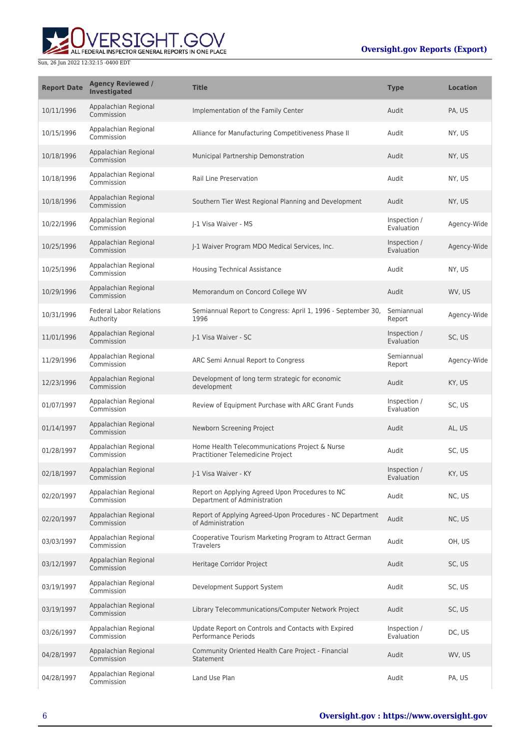| Report Date | Agency Reviewed / Investigated | Title | Type | Location |
| --- | --- | --- | --- | --- |
| 10/11/1996 | Appalachian Regional Commission | Implementation of the Family Center | Audit | PA, US |
| 10/15/1996 | Appalachian Regional Commission | Alliance for Manufacturing Competitiveness Phase II | Audit | NY, US |
| 10/18/1996 | Appalachian Regional Commission | Municipal Partnership Demonstration | Audit | NY, US |
| 10/18/1996 | Appalachian Regional Commission | Rail Line Preservation | Audit | NY, US |
| 10/18/1996 | Appalachian Regional Commission | Southern Tier West Regional Planning and Development | Audit | NY, US |
| 10/22/1996 | Appalachian Regional Commission | J-1 Visa Waiver - MS | Inspection / Evaluation | Agency-Wide |
| 10/25/1996 | Appalachian Regional Commission | J-1 Waiver Program MDO Medical Services, Inc. | Inspection / Evaluation | Agency-Wide |
| 10/25/1996 | Appalachian Regional Commission | Housing Technical Assistance | Audit | NY, US |
| 10/29/1996 | Appalachian Regional Commission | Memorandum on Concord College WV | Audit | WV, US |
| 10/31/1996 | Federal Labor Relations Authority | Semiannual Report to Congress: April 1, 1996 - September 30, 1996 | Semiannual Report | Agency-Wide |
| 11/01/1996 | Appalachian Regional Commission | J-1 Visa Waiver - SC | Inspection / Evaluation | SC, US |
| 11/29/1996 | Appalachian Regional Commission | ARC Semi Annual Report to Congress | Semiannual Report | Agency-Wide |
| 12/23/1996 | Appalachian Regional Commission | Development of long term strategic for economic development | Audit | KY, US |
| 01/07/1997 | Appalachian Regional Commission | Review of Equipment Purchase with ARC Grant Funds | Inspection / Evaluation | SC, US |
| 01/14/1997 | Appalachian Regional Commission | Newborn Screening Project | Audit | AL, US |
| 01/28/1997 | Appalachian Regional Commission | Home Health Telecommunications Project & Nurse Practitioner Telemedicine Project | Audit | SC, US |
| 02/18/1997 | Appalachian Regional Commission | J-1 Visa Waiver - KY | Inspection / Evaluation | KY, US |
| 02/20/1997 | Appalachian Regional Commission | Report on Applying Agreed Upon Procedures to NC Department of Administration | Audit | NC, US |
| 02/20/1997 | Appalachian Regional Commission | Report of Applying Agreed-Upon Procedures - NC Department of Administration | Audit | NC, US |
| 03/03/1997 | Appalachian Regional Commission | Cooperative Tourism Marketing Program to Attract German Travelers | Audit | OH, US |
| 03/12/1997 | Appalachian Regional Commission | Heritage Corridor Project | Audit | SC, US |
| 03/19/1997 | Appalachian Regional Commission | Development Support System | Audit | SC, US |
| 03/19/1997 | Appalachian Regional Commission | Library Telecommunications/Computer Network Project | Audit | SC, US |
| 03/26/1997 | Appalachian Regional Commission | Update Report on Controls and Contacts with Expired Performance Periods | Inspection / Evaluation | DC, US |
| 04/28/1997 | Appalachian Regional Commission | Community Oriented Health Care Project - Financial Statement | Audit | WV, US |
| 04/28/1997 | Appalachian Regional Commission | Land Use Plan | Audit | PA, US |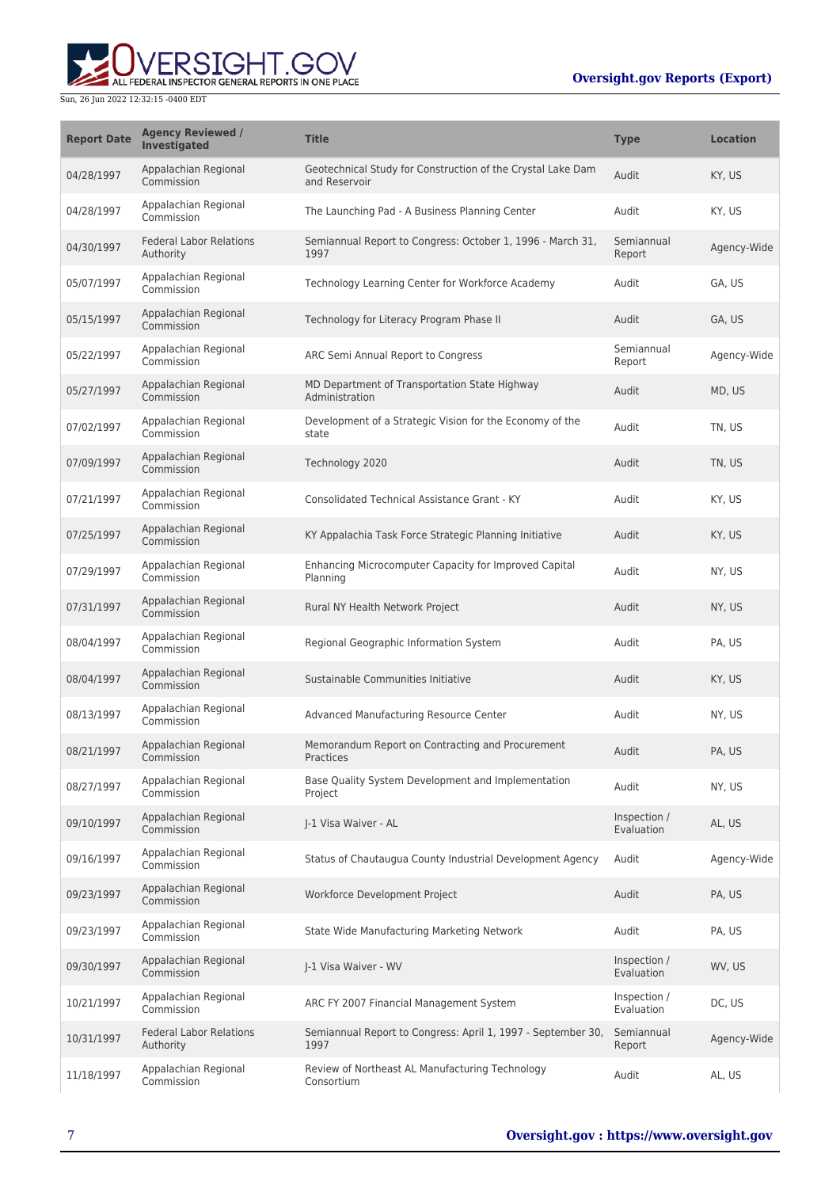| Report Date | Agency Reviewed / Investigated | Title | Type | Location |
| --- | --- | --- | --- | --- |
| 04/28/1997 | Appalachian Regional Commission | Geotechnical Study for Construction of the Crystal Lake Dam and Reservoir | Audit | KY, US |
| 04/28/1997 | Appalachian Regional Commission | The Launching Pad - A Business Planning Center | Audit | KY, US |
| 04/30/1997 | Federal Labor Relations Authority | Semiannual Report to Congress: October 1, 1996 - March 31, 1997 | Semiannual Report | Agency-Wide |
| 05/07/1997 | Appalachian Regional Commission | Technology Learning Center for Workforce Academy | Audit | GA, US |
| 05/15/1997 | Appalachian Regional Commission | Technology for Literacy Program Phase II | Audit | GA, US |
| 05/22/1997 | Appalachian Regional Commission | ARC Semi Annual Report to Congress | Semiannual Report | Agency-Wide |
| 05/27/1997 | Appalachian Regional Commission | MD Department of Transportation State Highway Administration | Audit | MD, US |
| 07/02/1997 | Appalachian Regional Commission | Development of a Strategic Vision for the Economy of the state | Audit | TN, US |
| 07/09/1997 | Appalachian Regional Commission | Technology 2020 | Audit | TN, US |
| 07/21/1997 | Appalachian Regional Commission | Consolidated Technical Assistance Grant - KY | Audit | KY, US |
| 07/25/1997 | Appalachian Regional Commission | KY Appalachia Task Force Strategic Planning Initiative | Audit | KY, US |
| 07/29/1997 | Appalachian Regional Commission | Enhancing Microcomputer Capacity for Improved Capital Planning | Audit | NY, US |
| 07/31/1997 | Appalachian Regional Commission | Rural NY Health Network Project | Audit | NY, US |
| 08/04/1997 | Appalachian Regional Commission | Regional Geographic Information System | Audit | PA, US |
| 08/04/1997 | Appalachian Regional Commission | Sustainable Communities Initiative | Audit | KY, US |
| 08/13/1997 | Appalachian Regional Commission | Advanced Manufacturing Resource Center | Audit | NY, US |
| 08/21/1997 | Appalachian Regional Commission | Memorandum Report on Contracting and Procurement Practices | Audit | PA, US |
| 08/27/1997 | Appalachian Regional Commission | Base Quality System Development and Implementation Project | Audit | NY, US |
| 09/10/1997 | Appalachian Regional Commission | J-1 Visa Waiver - AL | Inspection / Evaluation | AL, US |
| 09/16/1997 | Appalachian Regional Commission | Status of Chautaugua County Industrial Development Agency | Audit | Agency-Wide |
| 09/23/1997 | Appalachian Regional Commission | Workforce Development Project | Audit | PA, US |
| 09/23/1997 | Appalachian Regional Commission | State Wide Manufacturing Marketing Network | Audit | PA, US |
| 09/30/1997 | Appalachian Regional Commission | J-1 Visa Waiver - WV | Inspection / Evaluation | WV, US |
| 10/21/1997 | Appalachian Regional Commission | ARC FY 2007 Financial Management System | Inspection / Evaluation | DC, US |
| 10/31/1997 | Federal Labor Relations Authority | Semiannual Report to Congress: April 1, 1997 - September 30, 1997 | Semiannual Report | Agency-Wide |
| 11/18/1997 | Appalachian Regional Commission | Review of Northeast AL Manufacturing Technology Consortium | Audit | AL, US |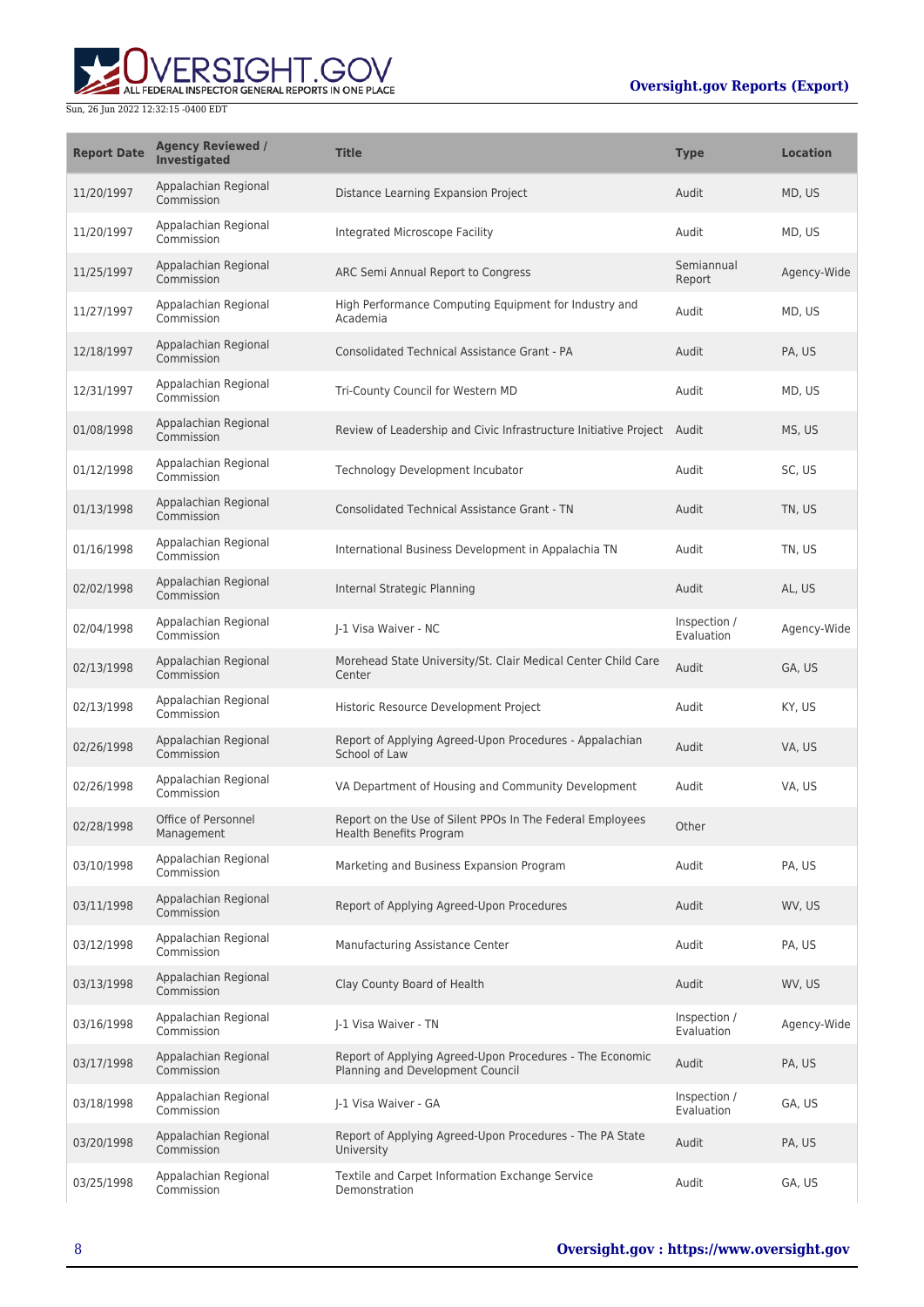| Report Date | Agency Reviewed / Investigated | Title | Type | Location |
| --- | --- | --- | --- | --- |
| 11/20/1997 | Appalachian Regional Commission | Distance Learning Expansion Project | Audit | MD, US |
| 11/20/1997 | Appalachian Regional Commission | Integrated Microscope Facility | Audit | MD, US |
| 11/25/1997 | Appalachian Regional Commission | ARC Semi Annual Report to Congress | Semiannual Report | Agency-Wide |
| 11/27/1997 | Appalachian Regional Commission | High Performance Computing Equipment for Industry and Academia | Audit | MD, US |
| 12/18/1997 | Appalachian Regional Commission | Consolidated Technical Assistance Grant - PA | Audit | PA, US |
| 12/31/1997 | Appalachian Regional Commission | Tri-County Council for Western MD | Audit | MD, US |
| 01/08/1998 | Appalachian Regional Commission | Review of Leadership and Civic Infrastructure Initiative Project | Audit | MS, US |
| 01/12/1998 | Appalachian Regional Commission | Technology Development Incubator | Audit | SC, US |
| 01/13/1998 | Appalachian Regional Commission | Consolidated Technical Assistance Grant - TN | Audit | TN, US |
| 01/16/1998 | Appalachian Regional Commission | International Business Development in Appalachia TN | Audit | TN, US |
| 02/02/1998 | Appalachian Regional Commission | Internal Strategic Planning | Audit | AL, US |
| 02/04/1998 | Appalachian Regional Commission | J-1 Visa Waiver - NC | Inspection / Evaluation | Agency-Wide |
| 02/13/1998 | Appalachian Regional Commission | Morehead State University/St. Clair Medical Center Child Care Center | Audit | GA, US |
| 02/13/1998 | Appalachian Regional Commission | Historic Resource Development Project | Audit | KY, US |
| 02/26/1998 | Appalachian Regional Commission | Report of Applying Agreed-Upon Procedures - Appalachian School of Law | Audit | VA, US |
| 02/26/1998 | Appalachian Regional Commission | VA Department of Housing and Community Development | Audit | VA, US |
| 02/28/1998 | Office of Personnel Management | Report on the Use of Silent PPOs In The Federal Employees Health Benefits Program | Other | |
| 03/10/1998 | Appalachian Regional Commission | Marketing and Business Expansion Program | Audit | PA, US |
| 03/11/1998 | Appalachian Regional Commission | Report of Applying Agreed-Upon Procedures | Audit | WV, US |
| 03/12/1998 | Appalachian Regional Commission | Manufacturing Assistance Center | Audit | PA, US |
| 03/13/1998 | Appalachian Regional Commission | Clay County Board of Health | Audit | WV, US |
| 03/16/1998 | Appalachian Regional Commission | J-1 Visa Waiver - TN | Inspection / Evaluation | Agency-Wide |
| 03/17/1998 | Appalachian Regional Commission | Report of Applying Agreed-Upon Procedures - The Economic Planning and Development Council | Audit | PA, US |
| 03/18/1998 | Appalachian Regional Commission | J-1 Visa Waiver - GA | Inspection / Evaluation | GA, US |
| 03/20/1998 | Appalachian Regional Commission | Report of Applying Agreed-Upon Procedures - The PA State University | Audit | PA, US |
| 03/25/1998 | Appalachian Regional Commission | Textile and Carpet Information Exchange Service Demonstration | Audit | GA, US |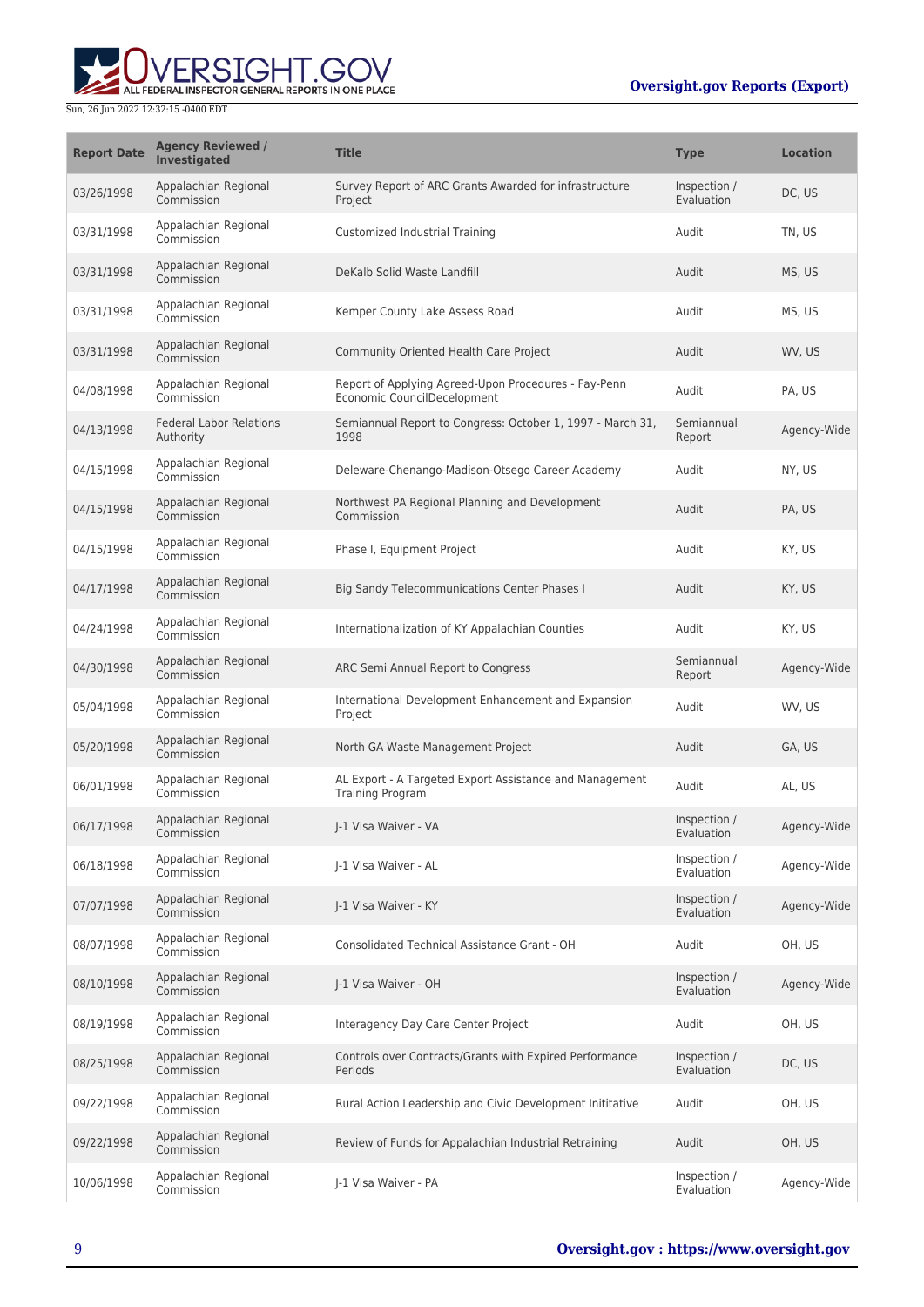| Report Date | Agency Reviewed / Investigated | Title | Type | Location |
| --- | --- | --- | --- | --- |
| 03/26/1998 | Appalachian Regional Commission | Survey Report of ARC Grants Awarded for infrastructure Project | Inspection / Evaluation | DC, US |
| 03/31/1998 | Appalachian Regional Commission | Customized Industrial Training | Audit | TN, US |
| 03/31/1998 | Appalachian Regional Commission | DeKalb Solid Waste Landfill | Audit | MS, US |
| 03/31/1998 | Appalachian Regional Commission | Kemper County Lake Assess Road | Audit | MS, US |
| 03/31/1998 | Appalachian Regional Commission | Community Oriented Health Care Project | Audit | WV, US |
| 04/08/1998 | Appalachian Regional Commission | Report of Applying Agreed-Upon Procedures - Fay-Penn Economic CouncilDecelopment | Audit | PA, US |
| 04/13/1998 | Federal Labor Relations Authority | Semiannual Report to Congress: October 1, 1997 - March 31, 1998 | Semiannual Report | Agency-Wide |
| 04/15/1998 | Appalachian Regional Commission | Deleware-Chenango-Madison-Otsego Career Academy | Audit | NY, US |
| 04/15/1998 | Appalachian Regional Commission | Northwest PA Regional Planning and Development Commission | Audit | PA, US |
| 04/15/1998 | Appalachian Regional Commission | Phase I, Equipment Project | Audit | KY, US |
| 04/17/1998 | Appalachian Regional Commission | Big Sandy Telecommunications Center Phases I | Audit | KY, US |
| 04/24/1998 | Appalachian Regional Commission | Internationalization of KY Appalachian Counties | Audit | KY, US |
| 04/30/1998 | Appalachian Regional Commission | ARC Semi Annual Report to Congress | Semiannual Report | Agency-Wide |
| 05/04/1998 | Appalachian Regional Commission | International Development Enhancement and Expansion Project | Audit | WV, US |
| 05/20/1998 | Appalachian Regional Commission | North GA Waste Management Project | Audit | GA, US |
| 06/01/1998 | Appalachian Regional Commission | AL Export - A Targeted Export Assistance and Management Training Program | Audit | AL, US |
| 06/17/1998 | Appalachian Regional Commission | J-1 Visa Waiver - VA | Inspection / Evaluation | Agency-Wide |
| 06/18/1998 | Appalachian Regional Commission | J-1 Visa Waiver - AL | Inspection / Evaluation | Agency-Wide |
| 07/07/1998 | Appalachian Regional Commission | J-1 Visa Waiver - KY | Inspection / Evaluation | Agency-Wide |
| 08/07/1998 | Appalachian Regional Commission | Consolidated Technical Assistance Grant - OH | Audit | OH, US |
| 08/10/1998 | Appalachian Regional Commission | J-1 Visa Waiver - OH | Inspection / Evaluation | Agency-Wide |
| 08/19/1998 | Appalachian Regional Commission | Interagency Day Care Center Project | Audit | OH, US |
| 08/25/1998 | Appalachian Regional Commission | Controls over Contracts/Grants with Expired Performance Periods | Inspection / Evaluation | DC, US |
| 09/22/1998 | Appalachian Regional Commission | Rural Action Leadership and Civic Development Inititative | Audit | OH, US |
| 09/22/1998 | Appalachian Regional Commission | Review of Funds for Appalachian Industrial Retraining | Audit | OH, US |
| 10/06/1998 | Appalachian Regional Commission | J-1 Visa Waiver - PA | Inspection / Evaluation | Agency-Wide |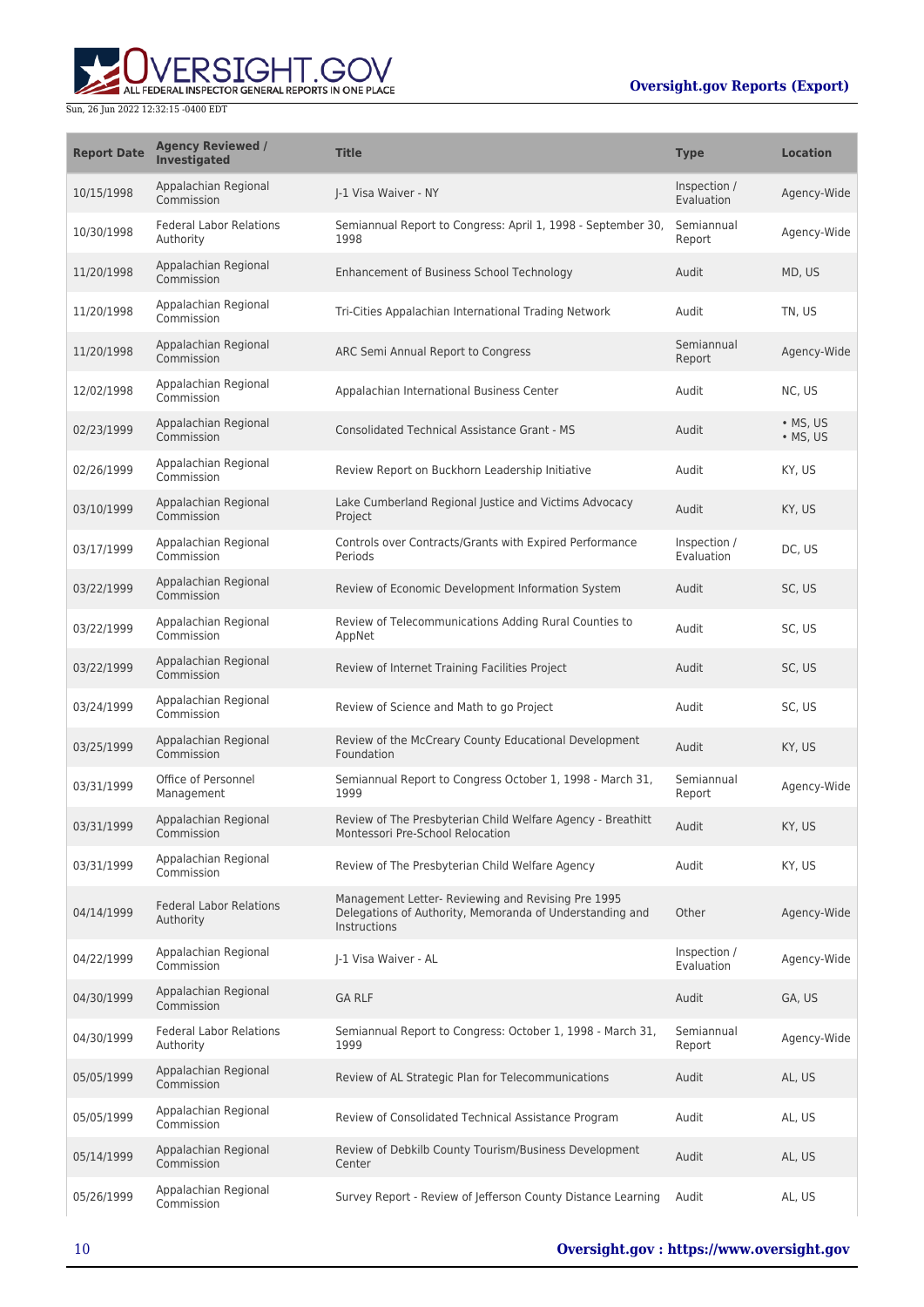| Report Date | Agency Reviewed / Investigated | Title | Type | Location |
| --- | --- | --- | --- | --- |
| 10/15/1998 | Appalachian Regional Commission | J-1 Visa Waiver - NY | Inspection / Evaluation | Agency-Wide |
| 10/30/1998 | Federal Labor Relations Authority | Semiannual Report to Congress: April 1, 1998 - September 30, 1998 | Semiannual Report | Agency-Wide |
| 11/20/1998 | Appalachian Regional Commission | Enhancement of Business School Technology | Audit | MD, US |
| 11/20/1998 | Appalachian Regional Commission | Tri-Cities Appalachian International Trading Network | Audit | TN, US |
| 11/20/1998 | Appalachian Regional Commission | ARC Semi Annual Report to Congress | Semiannual Report | Agency-Wide |
| 12/02/1998 | Appalachian Regional Commission | Appalachian International Business Center | Audit | NC, US |
| 02/23/1999 | Appalachian Regional Commission | Consolidated Technical Assistance Grant - MS | Audit | • MS, US • MS, US |
| 02/26/1999 | Appalachian Regional Commission | Review Report on Buckhorn Leadership Initiative | Audit | KY, US |
| 03/10/1999 | Appalachian Regional Commission | Lake Cumberland Regional Justice and Victims Advocacy Project | Audit | KY, US |
| 03/17/1999 | Appalachian Regional Commission | Controls over Contracts/Grants with Expired Performance Periods | Inspection / Evaluation | DC, US |
| 03/22/1999 | Appalachian Regional Commission | Review of Economic Development Information System | Audit | SC, US |
| 03/22/1999 | Appalachian Regional Commission | Review of Telecommunications Adding Rural Counties to AppNet | Audit | SC, US |
| 03/22/1999 | Appalachian Regional Commission | Review of Internet Training Facilities Project | Audit | SC, US |
| 03/24/1999 | Appalachian Regional Commission | Review of Science and Math to go Project | Audit | SC, US |
| 03/25/1999 | Appalachian Regional Commission | Review of the McCreary County Educational Development Foundation | Audit | KY, US |
| 03/31/1999 | Office of Personnel Management | Semiannual Report to Congress October 1, 1998 - March 31, 1999 | Semiannual Report | Agency-Wide |
| 03/31/1999 | Appalachian Regional Commission | Review of The Presbyterian Child Welfare Agency - Breathitt Montessori Pre-School Relocation | Audit | KY, US |
| 03/31/1999 | Appalachian Regional Commission | Review of The Presbyterian Child Welfare Agency | Audit | KY, US |
| 04/14/1999 | Federal Labor Relations Authority | Management Letter- Reviewing and Revising Pre 1995 Delegations of Authority, Memoranda of Understanding and Instructions | Other | Agency-Wide |
| 04/22/1999 | Appalachian Regional Commission | J-1 Visa Waiver - AL | Inspection / Evaluation | Agency-Wide |
| 04/30/1999 | Appalachian Regional Commission | GA RLF | Audit | GA, US |
| 04/30/1999 | Federal Labor Relations Authority | Semiannual Report to Congress: October 1, 1998 - March 31, 1999 | Semiannual Report | Agency-Wide |
| 05/05/1999 | Appalachian Regional Commission | Review of AL Strategic Plan for Telecommunications | Audit | AL, US |
| 05/05/1999 | Appalachian Regional Commission | Review of Consolidated Technical Assistance Program | Audit | AL, US |
| 05/14/1999 | Appalachian Regional Commission | Review of Debkilb County Tourism/Business Development Center | Audit | AL, US |
| 05/26/1999 | Appalachian Regional Commission | Survey Report - Review of Jefferson County Distance Learning | Audit | AL, US |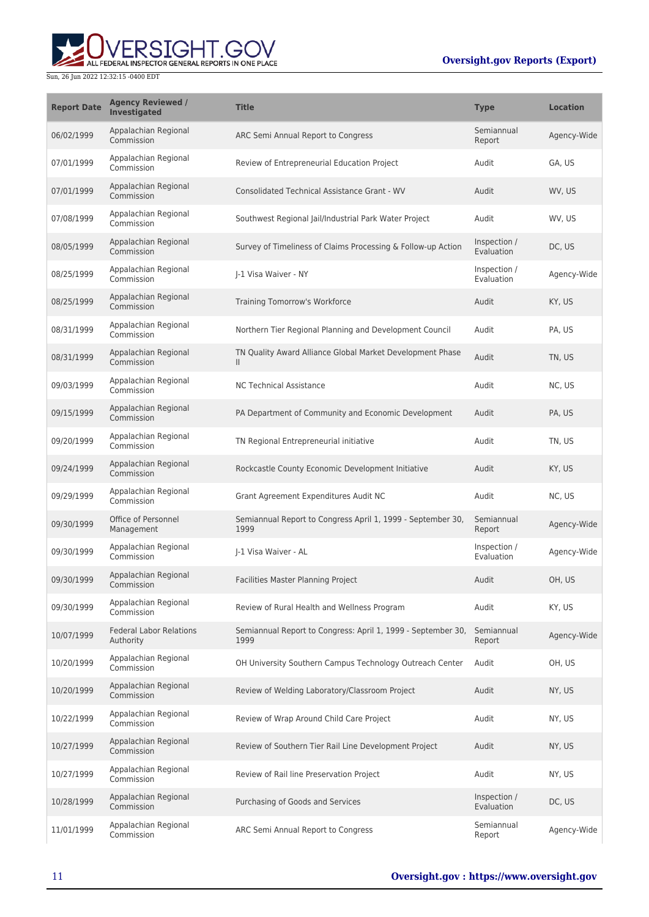| Report Date | Agency Reviewed / Investigated | Title | Type | Location |
|---|---|---|---|---|
| 06/02/1999 | Appalachian Regional Commission | ARC Semi Annual Report to Congress | Semiannual Report | Agency-Wide |
| 07/01/1999 | Appalachian Regional Commission | Review of Entrepreneurial Education Project | Audit | GA, US |
| 07/01/1999 | Appalachian Regional Commission | Consolidated Technical Assistance Grant - WV | Audit | WV, US |
| 07/08/1999 | Appalachian Regional Commission | Southwest Regional Jail/Industrial Park Water Project | Audit | WV, US |
| 08/05/1999 | Appalachian Regional Commission | Survey of Timeliness of Claims Processing & Follow-up Action | Inspection / Evaluation | DC, US |
| 08/25/1999 | Appalachian Regional Commission | J-1 Visa Waiver - NY | Inspection / Evaluation | Agency-Wide |
| 08/25/1999 | Appalachian Regional Commission | Training Tomorrow's Workforce | Audit | KY, US |
| 08/31/1999 | Appalachian Regional Commission | Northern Tier Regional Planning and Development Council | Audit | PA, US |
| 08/31/1999 | Appalachian Regional Commission | TN Quality Award Alliance Global Market Development Phase II | Audit | TN, US |
| 09/03/1999 | Appalachian Regional Commission | NC Technical Assistance | Audit | NC, US |
| 09/15/1999 | Appalachian Regional Commission | PA Department of Community and Economic Development | Audit | PA, US |
| 09/20/1999 | Appalachian Regional Commission | TN Regional Entrepreneurial initiative | Audit | TN, US |
| 09/24/1999 | Appalachian Regional Commission | Rockcastle County Economic Development Initiative | Audit | KY, US |
| 09/29/1999 | Appalachian Regional Commission | Grant Agreement Expenditures Audit NC | Audit | NC, US |
| 09/30/1999 | Office of Personnel Management | Semiannual Report to Congress April 1, 1999 - September 30, 1999 | Semiannual Report | Agency-Wide |
| 09/30/1999 | Appalachian Regional Commission | J-1 Visa Waiver - AL | Inspection / Evaluation | Agency-Wide |
| 09/30/1999 | Appalachian Regional Commission | Facilities Master Planning Project | Audit | OH, US |
| 09/30/1999 | Appalachian Regional Commission | Review of Rural Health and Wellness Program | Audit | KY, US |
| 10/07/1999 | Federal Labor Relations Authority | Semiannual Report to Congress: April 1, 1999 - September 30, 1999 | Semiannual Report | Agency-Wide |
| 10/20/1999 | Appalachian Regional Commission | OH University Southern Campus Technology Outreach Center | Audit | OH, US |
| 10/20/1999 | Appalachian Regional Commission | Review of Welding Laboratory/Classroom Project | Audit | NY, US |
| 10/22/1999 | Appalachian Regional Commission | Review of Wrap Around Child Care Project | Audit | NY, US |
| 10/27/1999 | Appalachian Regional Commission | Review of Southern Tier Rail Line Development Project | Audit | NY, US |
| 10/27/1999 | Appalachian Regional Commission | Review of Rail line Preservation Project | Audit | NY, US |
| 10/28/1999 | Appalachian Regional Commission | Purchasing of Goods and Services | Inspection / Evaluation | DC, US |
| 11/01/1999 | Appalachian Regional Commission | ARC Semi Annual Report to Congress | Semiannual Report | Agency-Wide |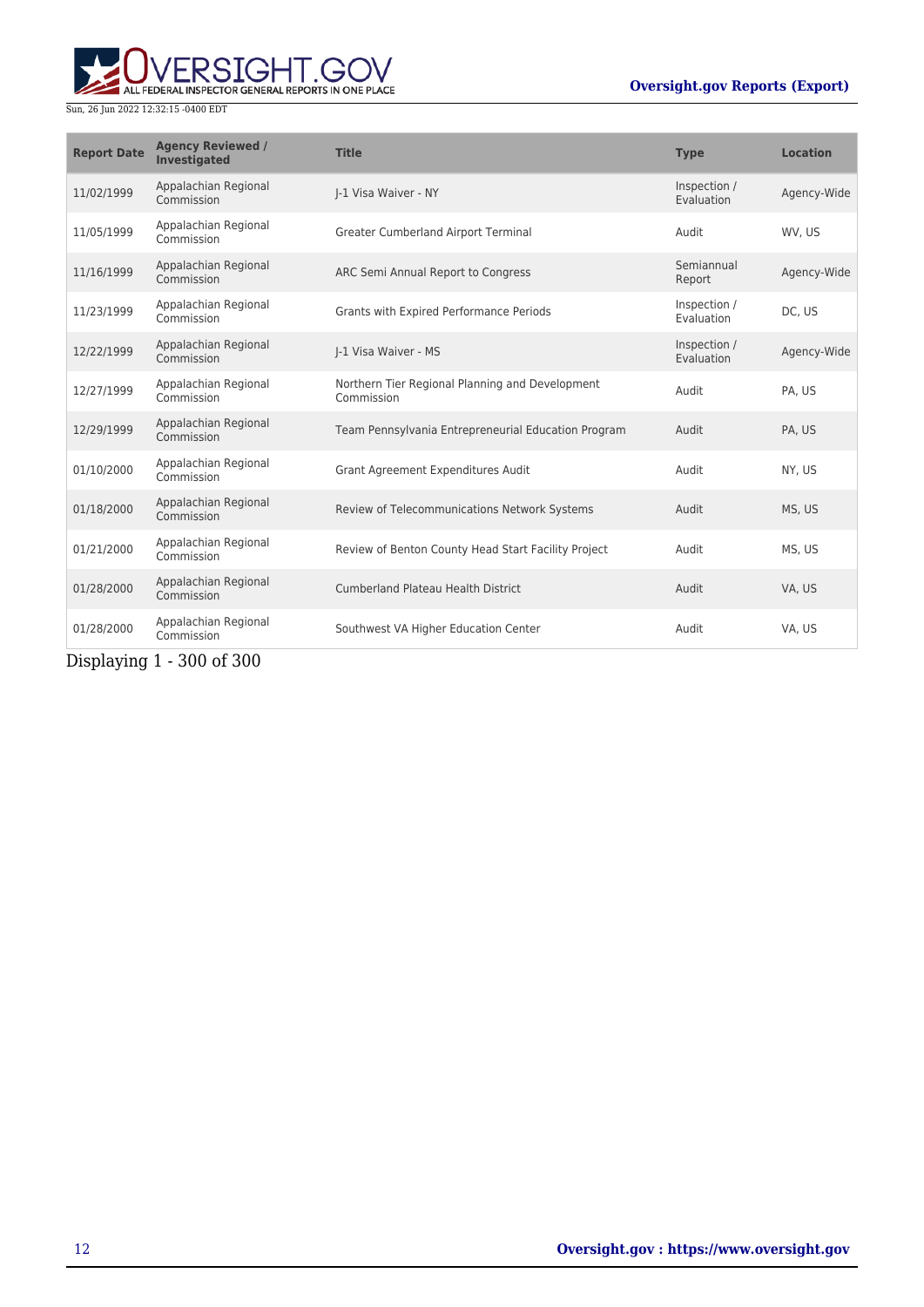| Report Date | Agency Reviewed / Investigated | Title | Type | Location |
| --- | --- | --- | --- | --- |
| 11/02/1999 | Appalachian Regional Commission | J-1 Visa Waiver - NY | Inspection / Evaluation | Agency-Wide |
| 11/05/1999 | Appalachian Regional Commission | Greater Cumberland Airport Terminal | Audit | WV, US |
| 11/16/1999 | Appalachian Regional Commission | ARC Semi Annual Report to Congress | Semiannual Report | Agency-Wide |
| 11/23/1999 | Appalachian Regional Commission | Grants with Expired Performance Periods | Inspection / Evaluation | DC, US |
| 12/22/1999 | Appalachian Regional Commission | J-1 Visa Waiver - MS | Inspection / Evaluation | Agency-Wide |
| 12/27/1999 | Appalachian Regional Commission | Northern Tier Regional Planning and Development Commission | Audit | PA, US |
| 12/29/1999 | Appalachian Regional Commission | Team Pennsylvania Entrepreneurial Education Program | Audit | PA, US |
| 01/10/2000 | Appalachian Regional Commission | Grant Agreement Expenditures Audit | Audit | NY, US |
| 01/18/2000 | Appalachian Regional Commission | Review of Telecommunications Network Systems | Audit | MS, US |
| 01/21/2000 | Appalachian Regional Commission | Review of Benton County Head Start Facility Project | Audit | MS, US |
| 01/28/2000 | Appalachian Regional Commission | Cumberland Plateau Health District | Audit | VA, US |
| 01/28/2000 | Appalachian Regional Commission | Southwest VA Higher Education Center | Audit | VA, US |

Displaying 1 - 300 of 300